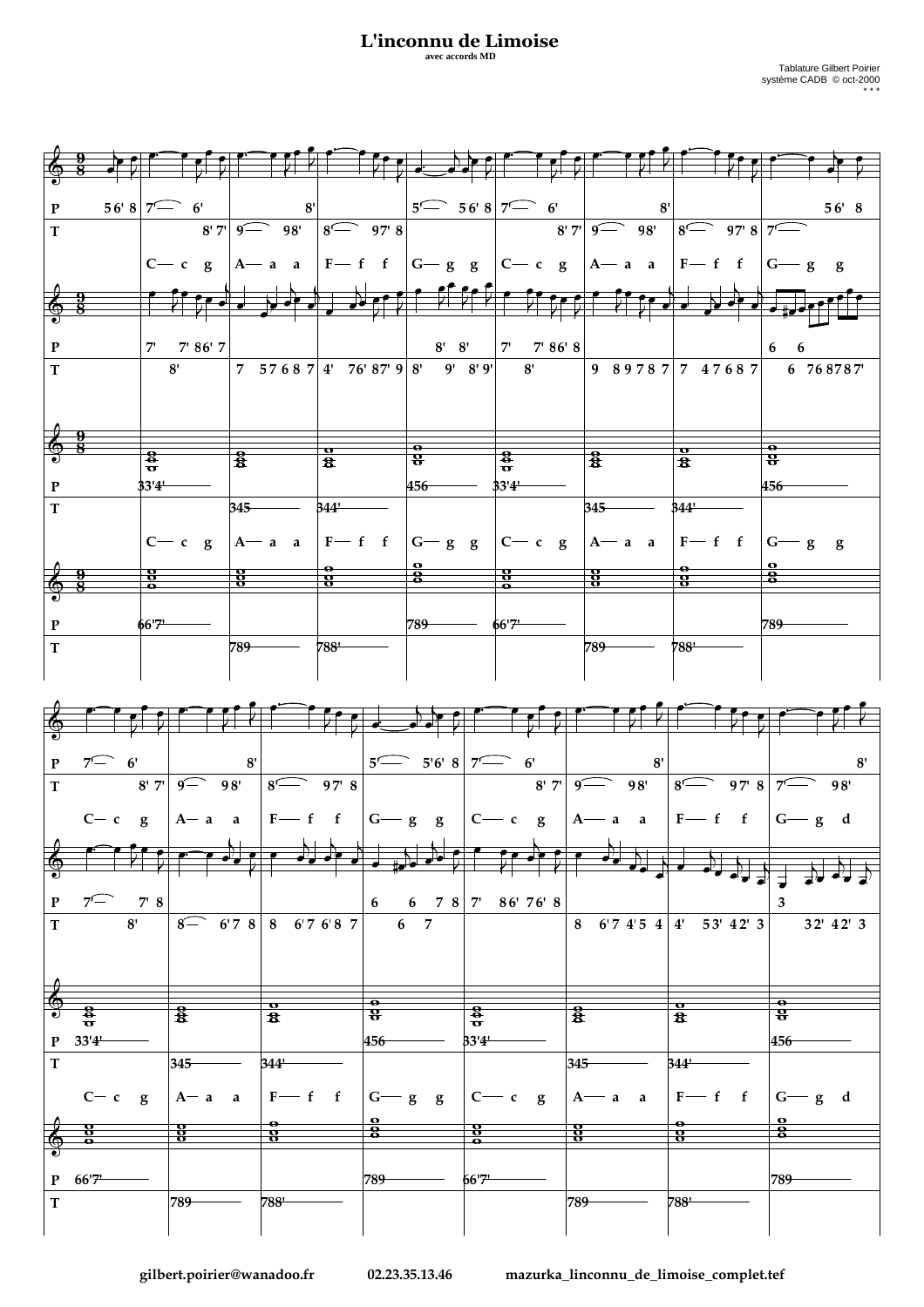# L'inconnu de Limoise

avec accords MD

Tablature Gilbert Poirier
système CADB © oct-2000
\* \* \*

gilbert.poirier@wanadoo.fr 02.23.35.13.46 mazurka_linconnu_de_limoise_complet.tef